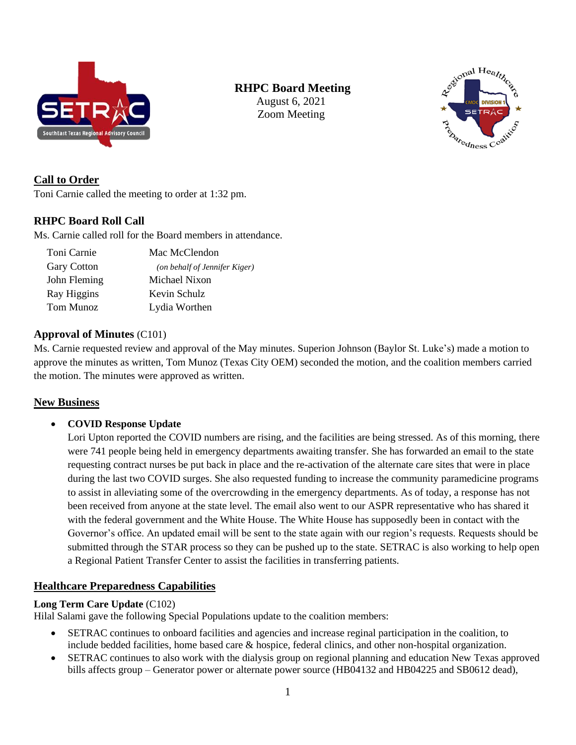# RHPC Board Meeting

August 6, 2021
Zoom Meeting

## Call to Order

Toni Carnie called the meeting to order at 1:32 pm.

## RHPC Board Roll Call

Ms. Carnie called roll for the Board members in attendance.

| | |
|---|---|
| Toni Carnie | Mac McClendon |
| Gary Cotton | *(on behalf of Jennifer Kiger)* |
| John Fleming | Michael Nixon |
| Ray Higgins | Kevin Schulz |
| Tom Munoz | Lydia Worthen |

## Approval of Minutes (C101)

Ms. Carnie requested review and approval of the May minutes. Superion Johnson (Baylor St. Luke's) made a motion to approve the minutes as written, Tom Munoz (Texas City OEM) seconded the motion, and the coalition members carried the motion. The minutes were approved as written.

## New Business

- **COVID Response Update**
  Lori Upton reported the COVID numbers are rising, and the facilities are being stressed. As of this morning, there were 741 people being held in emergency departments awaiting transfer. She has forwarded an email to the state requesting contract nurses be put back in place and the re-activation of the alternate care sites that were in place during the last two COVID surges. She also requested funding to increase the community paramedicine programs to assist in alleviating some of the overcrowding in the emergency departments. As of today, a response has not been received from anyone at the state level. The email also went to our ASPR representative who has shared it with the federal government and the White House. The White House has supposedly been in contact with the Governor's office. An updated email will be sent to the state again with our region's requests. Requests should be submitted through the STAR process so they can be pushed up to the state. SETRAC is also working to help open a Regional Patient Transfer Center to assist the facilities in transferring patients.

## Healthcare Preparedness Capabilities

### Long Term Care Update (C102)

Hilal Salami gave the following Special Populations update to the coalition members:

- SETRAC continues to onboard facilities and agencies and increase reginal participation in the coalition, to include bedded facilities, home based care & hospice, federal clinics, and other non-hospital organization.
- SETRAC continues to also work with the dialysis group on regional planning and education New Texas approved bills affects group – Generator power or alternate power source (HB04132 and HB04225 and SB0612 dead),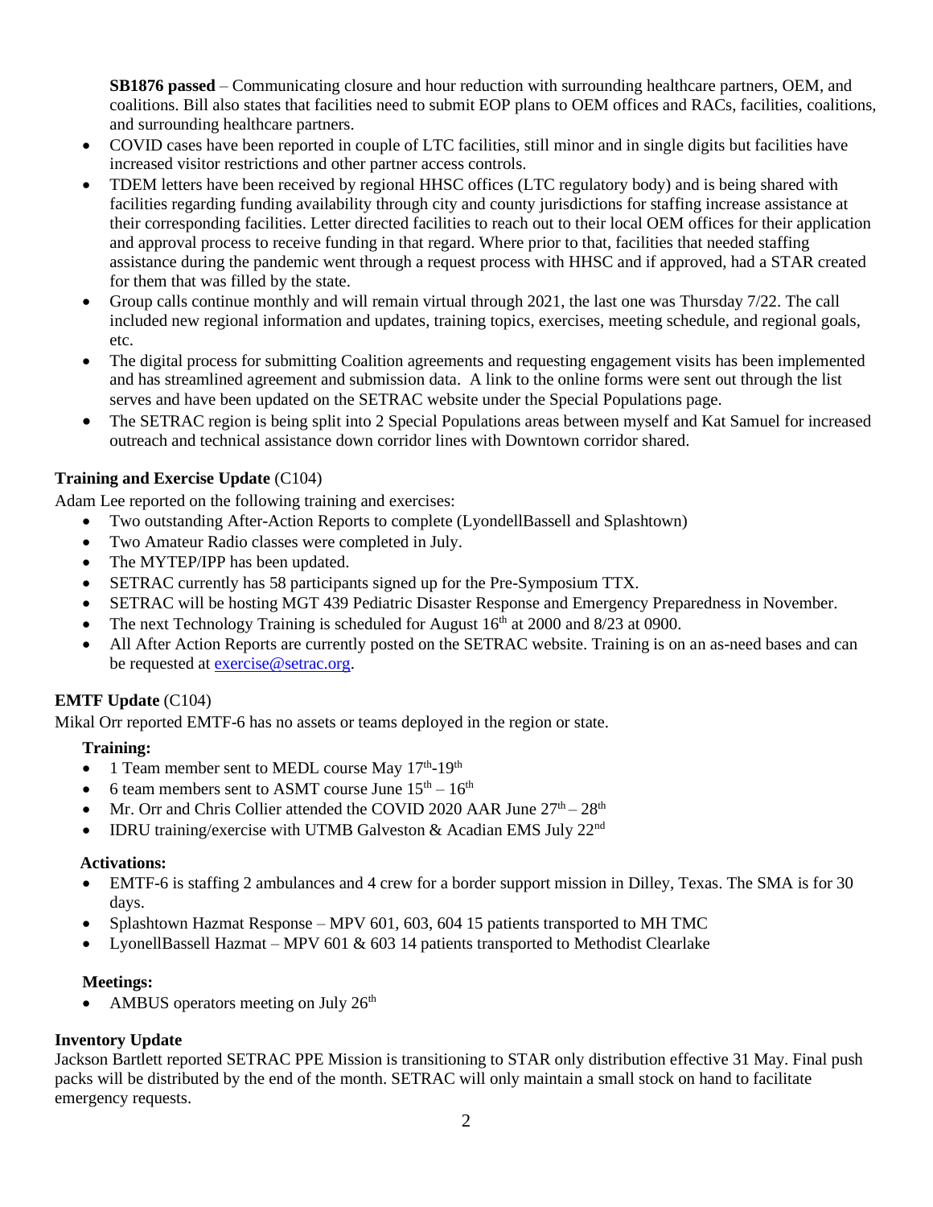**SB1876 passed** – Communicating closure and hour reduction with surrounding healthcare partners, OEM, and coalitions. Bill also states that facilities need to submit EOP plans to OEM offices and RACs, facilities, coalitions, and surrounding healthcare partners.

- COVID cases have been reported in couple of LTC facilities, still minor and in single digits but facilities have increased visitor restrictions and other partner access controls.
- TDEM letters have been received by regional HHSC offices (LTC regulatory body) and is being shared with facilities regarding funding availability through city and county jurisdictions for staffing increase assistance at their corresponding facilities. Letter directed facilities to reach out to their local OEM offices for their application and approval process to receive funding in that regard. Where prior to that, facilities that needed staffing assistance during the pandemic went through a request process with HHSC and if approved, had a STAR created for them that was filled by the state.
- Group calls continue monthly and will remain virtual through 2021, the last one was Thursday 7/22. The call included new regional information and updates, training topics, exercises, meeting schedule, and regional goals, etc.
- The digital process for submitting Coalition agreements and requesting engagement visits has been implemented and has streamlined agreement and submission data. A link to the online forms were sent out through the list serves and have been updated on the SETRAC website under the Special Populations page.
- The SETRAC region is being split into 2 Special Populations areas between myself and Kat Samuel for increased outreach and technical assistance down corridor lines with Downtown corridor shared.

**Training and Exercise Update** (C104)

Adam Lee reported on the following training and exercises:

- Two outstanding After-Action Reports to complete (LyondellBassell and Splashtown)
- Two Amateur Radio classes were completed in July.
- The MYTEP/IPP has been updated.
- SETRAC currently has 58 participants signed up for the Pre-Symposium TTX.
- SETRAC will be hosting MGT 439 Pediatric Disaster Response and Emergency Preparedness in November.
- The next Technology Training is scheduled for August 16th at 2000 and 8/23 at 0900.
- All After Action Reports are currently posted on the SETRAC website. Training is on an as-need bases and can be requested at exercise@setrac.org.

**EMTF Update** (C104)

Mikal Orr reported EMTF-6 has no assets or teams deployed in the region or state.

**Training:**

- 1 Team member sent to MEDL course May 17th-19th
- 6 team members sent to ASMT course June 15th – 16th
- Mr. Orr and Chris Collier attended the COVID 2020 AAR June 27th – 28th
- IDRU training/exercise with UTMB Galveston & Acadian EMS July 22nd

**Activations:**

- EMTF-6 is staffing 2 ambulances and 4 crew for a border support mission in Dilley, Texas. The SMA is for 30 days.
- Splashtown Hazmat Response – MPV 601, 603, 604 15 patients transported to MH TMC
- LyonellBassell Hazmat – MPV 601 & 603 14 patients transported to Methodist Clearlake

**Meetings:**

- AMBUS operators meeting on July 26th

**Inventory Update**

Jackson Bartlett reported SETRAC PPE Mission is transitioning to STAR only distribution effective 31 May. Final push packs will be distributed by the end of the month. SETRAC will only maintain a small stock on hand to facilitate emergency requests.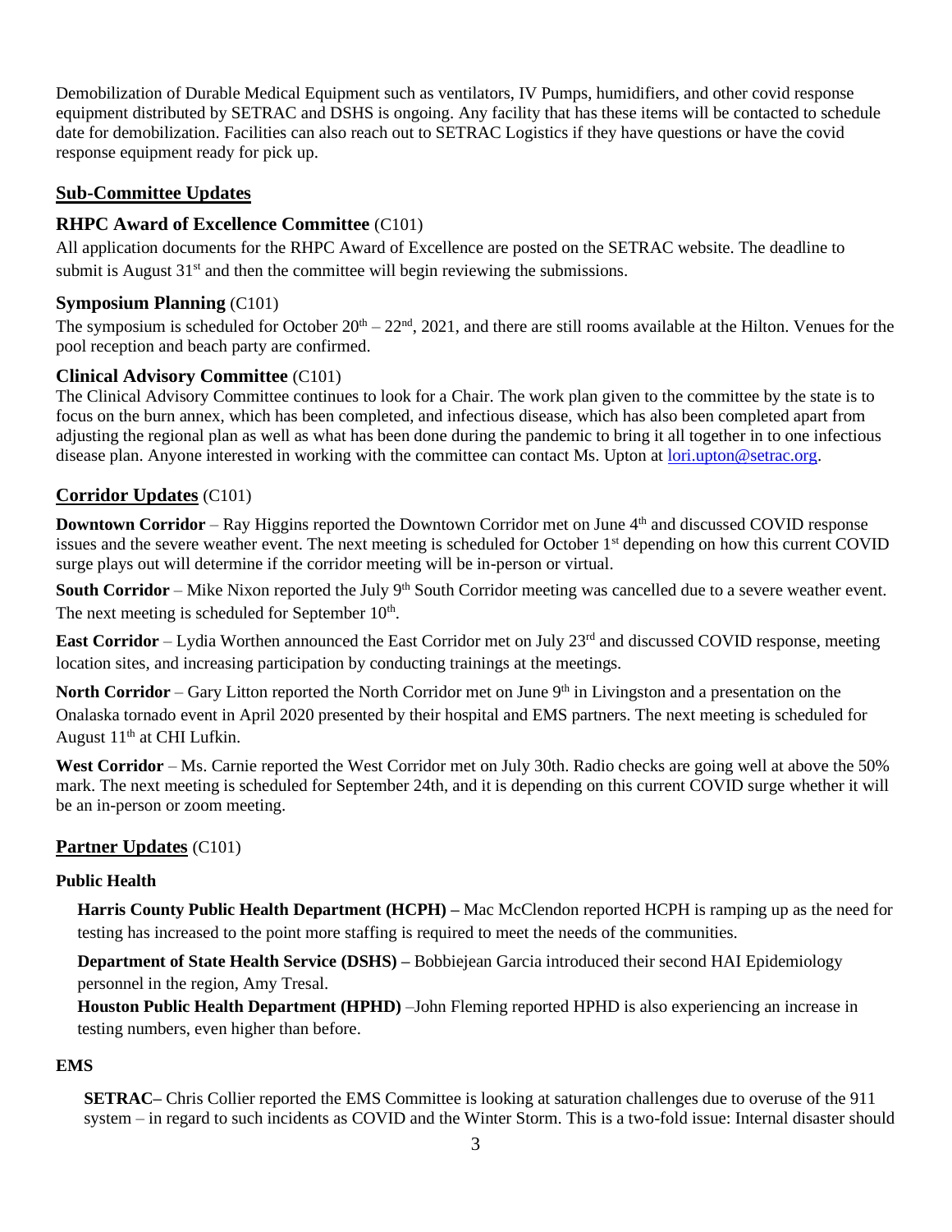Demobilization of Durable Medical Equipment such as ventilators, IV Pumps, humidifiers, and other covid response equipment distributed by SETRAC and DSHS is ongoing. Any facility that has these items will be contacted to schedule date for demobilization. Facilities can also reach out to SETRAC Logistics if they have questions or have the covid response equipment ready for pick up.

## Sub-Committee Updates

### RHPC Award of Excellence Committee (C101)

All application documents for the RHPC Award of Excellence are posted on the SETRAC website. The deadline to submit is August 31st and then the committee will begin reviewing the submissions.

### Symposium Planning (C101)

The symposium is scheduled for October 20th – 22nd, 2021, and there are still rooms available at the Hilton. Venues for the pool reception and beach party are confirmed.

### Clinical Advisory Committee (C101)

The Clinical Advisory Committee continues to look for a Chair. The work plan given to the committee by the state is to focus on the burn annex, which has been completed, and infectious disease, which has also been completed apart from adjusting the regional plan as well as what has been done during the pandemic to bring it all together in to one infectious disease plan. Anyone interested in working with the committee can contact Ms. Upton at lori.upton@setrac.org.

## Corridor Updates (C101)

**Downtown Corridor** – Ray Higgins reported the Downtown Corridor met on June 4th and discussed COVID response issues and the severe weather event. The next meeting is scheduled for October 1st depending on how this current COVID surge plays out will determine if the corridor meeting will be in-person or virtual.

**South Corridor** – Mike Nixon reported the July 9th South Corridor meeting was cancelled due to a severe weather event. The next meeting is scheduled for September 10th.

**East Corridor** – Lydia Worthen announced the East Corridor met on July 23rd and discussed COVID response, meeting location sites, and increasing participation by conducting trainings at the meetings.

**North Corridor** – Gary Litton reported the North Corridor met on June 9th in Livingston and a presentation on the Onalaska tornado event in April 2020 presented by their hospital and EMS partners. The next meeting is scheduled for August 11th at CHI Lufkin.

**West Corridor** – Ms. Carnie reported the West Corridor met on July 30th. Radio checks are going well at above the 50% mark. The next meeting is scheduled for September 24th, and it is depending on this current COVID surge whether it will be an in-person or zoom meeting.

## Partner Updates (C101)

### Public Health

**Harris County Public Health Department (HCPH) –** Mac McClendon reported HCPH is ramping up as the need for testing has increased to the point more staffing is required to meet the needs of the communities.

**Department of State Health Service (DSHS) –** Bobbiejean Garcia introduced their second HAI Epidemiology personnel in the region, Amy Tresal.

**Houston Public Health Department (HPHD)** –John Fleming reported HPHD is also experiencing an increase in testing numbers, even higher than before.

### EMS

**SETRAC–** Chris Collier reported the EMS Committee is looking at saturation challenges due to overuse of the 911 system – in regard to such incidents as COVID and the Winter Storm. This is a two-fold issue: Internal disaster should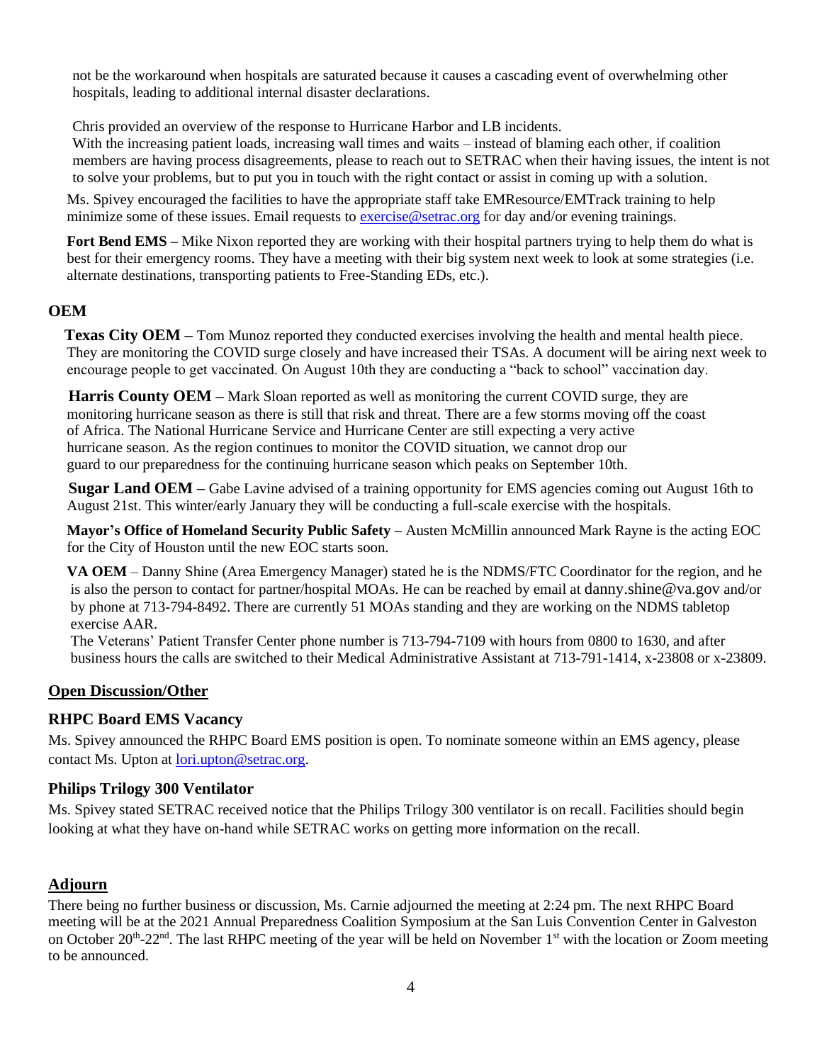not be the workaround when hospitals are saturated because it causes a cascading event of overwhelming other hospitals, leading to additional internal disaster declarations.

Chris provided an overview of the response to Hurricane Harbor and LB incidents.
With the increasing patient loads, increasing wall times and waits – instead of blaming each other, if coalition members are having process disagreements, please to reach out to SETRAC when their having issues, the intent is not to solve your problems, but to put you in touch with the right contact or assist in coming up with a solution.

Ms. Spivey encouraged the facilities to have the appropriate staff take EMResource/EMTrack training to help minimize some of these issues. Email requests to exercise@setrac.org for day and/or evening trainings.

**Fort Bend EMS –** Mike Nixon reported they are working with their hospital partners trying to help them do what is best for their emergency rooms. They have a meeting with their big system next week to look at some strategies (i.e. alternate destinations, transporting patients to Free-Standing EDs, etc.).

### OEM

**Texas City OEM –** Tom Munoz reported they conducted exercises involving the health and mental health piece. They are monitoring the COVID surge closely and have increased their TSAs. A document will be airing next week to encourage people to get vaccinated. On August 10th they are conducting a "back to school" vaccination day.

**Harris County OEM –** Mark Sloan reported as well as monitoring the current COVID surge, they are monitoring hurricane season as there is still that risk and threat. There are a few storms moving off the coast of Africa. The National Hurricane Service and Hurricane Center are still expecting a very active hurricane season. As the region continues to monitor the COVID situation, we cannot drop our guard to our preparedness for the continuing hurricane season which peaks on September 10th.

**Sugar Land OEM –** Gabe Lavine advised of a training opportunity for EMS agencies coming out August 16th to August 21st. This winter/early January they will be conducting a full-scale exercise with the hospitals.

**Mayor's Office of Homeland Security Public Safety –** Austen McMillin announced Mark Rayne is the acting EOC for the City of Houston until the new EOC starts soon.

**VA OEM** – Danny Shine (Area Emergency Manager) stated he is the NDMS/FTC Coordinator for the region, and he is also the person to contact for partner/hospital MOAs. He can be reached by email at danny.shine@va.gov and/or by phone at 713-794-8492. There are currently 51 MOAs standing and they are working on the NDMS tabletop exercise AAR.
The Veterans' Patient Transfer Center phone number is 713-794-7109 with hours from 0800 to 1630, and after business hours the calls are switched to their Medical Administrative Assistant at 713-791-1414, x-23808 or x-23809.

## Open Discussion/Other

### RHPC Board EMS Vacancy

Ms. Spivey announced the RHPC Board EMS position is open. To nominate someone within an EMS agency, please contact Ms. Upton at lori.upton@setrac.org.

### Philips Trilogy 300 Ventilator

Ms. Spivey stated SETRAC received notice that the Philips Trilogy 300 ventilator is on recall. Facilities should begin looking at what they have on-hand while SETRAC works on getting more information on the recall.

## Adjourn

There being no further business or discussion, Ms. Carnie adjourned the meeting at 2:24 pm. The next RHPC Board meeting will be at the 2021 Annual Preparedness Coalition Symposium at the San Luis Convention Center in Galveston on October 20th-22nd. The last RHPC meeting of the year will be held on November 1st with the location or Zoom meeting to be announced.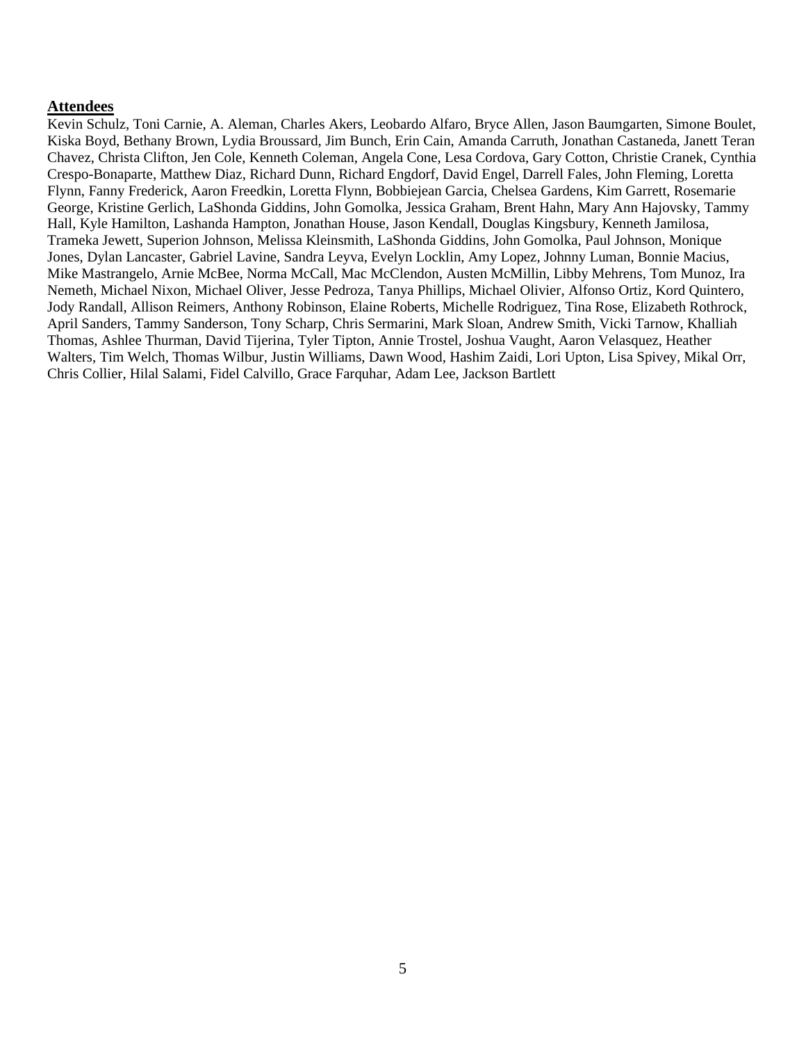**Attendees**

Kevin Schulz, Toni Carnie, A. Aleman, Charles Akers, Leobardo Alfaro, Bryce Allen, Jason Baumgarten, Simone Boulet, Kiska Boyd, Bethany Brown, Lydia Broussard, Jim Bunch, Erin Cain, Amanda Carruth, Jonathan Castaneda, Janett Teran Chavez, Christa Clifton, Jen Cole, Kenneth Coleman, Angela Cone, Lesa Cordova, Gary Cotton, Christie Cranek, Cynthia Crespo-Bonaparte, Matthew Diaz, Richard Dunn, Richard Engdorf, David Engel, Darrell Fales, John Fleming, Loretta Flynn, Fanny Frederick, Aaron Freedkin, Loretta Flynn, Bobbiejean Garcia, Chelsea Gardens, Kim Garrett, Rosemarie George, Kristine Gerlich, LaShonda Giddins, John Gomolka, Jessica Graham, Brent Hahn, Mary Ann Hajovsky, Tammy Hall, Kyle Hamilton, Lashanda Hampton, Jonathan House, Jason Kendall, Douglas Kingsbury, Kenneth Jamilosa, Trameka Jewett, Superion Johnson, Melissa Kleinsmith, LaShonda Giddins, John Gomolka, Paul Johnson, Monique Jones, Dylan Lancaster, Gabriel Lavine, Sandra Leyva, Evelyn Locklin, Amy Lopez, Johnny Luman, Bonnie Macius, Mike Mastrangelo, Arnie McBee, Norma McCall, Mac McClendon, Austen McMillin, Libby Mehrens, Tom Munoz, Ira Nemeth, Michael Nixon, Michael Oliver, Jesse Pedroza, Tanya Phillips, Michael Olivier, Alfonso Ortiz, Kord Quintero, Jody Randall, Allison Reimers, Anthony Robinson, Elaine Roberts, Michelle Rodriguez, Tina Rose, Elizabeth Rothrock, April Sanders, Tammy Sanderson, Tony Scharp, Chris Sermarini, Mark Sloan, Andrew Smith, Vicki Tarnow, Khalliah Thomas, Ashlee Thurman, David Tijerina, Tyler Tipton, Annie Trostel, Joshua Vaught, Aaron Velasquez, Heather Walters, Tim Welch, Thomas Wilbur, Justin Williams, Dawn Wood, Hashim Zaidi, Lori Upton, Lisa Spivey, Mikal Orr, Chris Collier, Hilal Salami, Fidel Calvillo, Grace Farquhar, Adam Lee, Jackson Bartlett